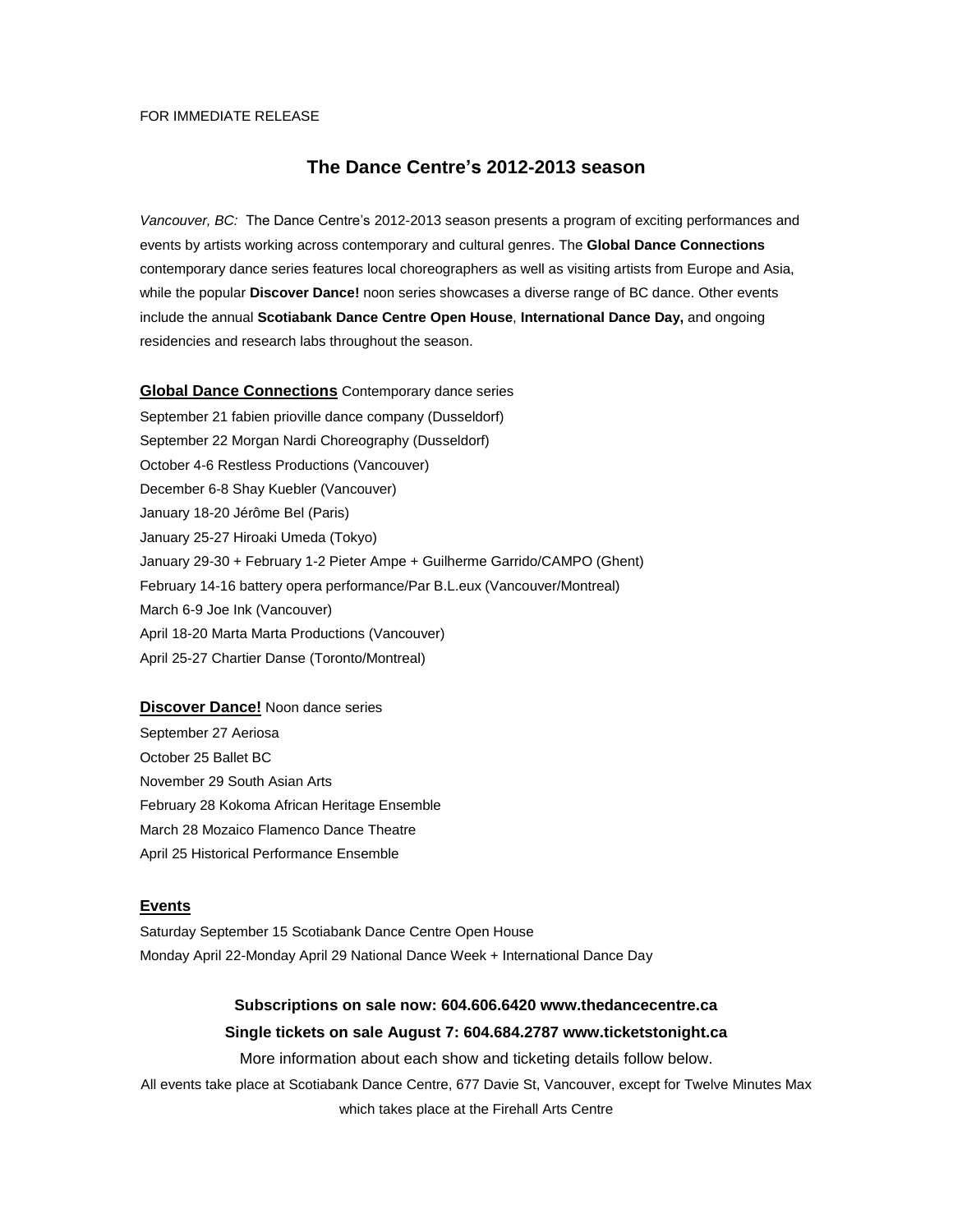FOR IMMEDIATE RELEASE

# The Dance Centre's 2012-2013 season

*Vancouver, BC:* The Dance Centre's 2012-2013 season presents a program of exciting performances and events by artists working across contemporary and cultural genres. The **Global Dance Connections** contemporary dance series features local choreographers as well as visiting artists from Europe and Asia, while the popular **Discover Dance!** noon series showcases a diverse range of BC dance. Other events include the annual **Scotiabank Dance Centre Open House**, **International Dance Day,** and ongoing residencies and research labs throughout the season.

**Global Dance Connections** Contemporary dance series

September 21 fabien prioville dance company (Dusseldorf)
September 22 Morgan Nardi Choreography (Dusseldorf)
October 4-6 Restless Productions (Vancouver)
December 6-8 Shay Kuebler (Vancouver)
January 18-20 Jérôme Bel (Paris)
January 25-27 Hiroaki Umeda (Tokyo)
January 29-30 + February 1-2 Pieter Ampe + Guilherme Garrido/CAMPO (Ghent)
February 14-16 battery opera performance/Par B.L.eux (Vancouver/Montreal)
March 6-9 Joe Ink (Vancouver)
April 18-20 Marta Marta Productions (Vancouver)
April 25-27 Chartier Danse (Toronto/Montreal)

**Discover Dance!** Noon dance series

September 27 Aeriosa
October 25 Ballet BC
November 29 South Asian Arts
February 28 Kokoma African Heritage Ensemble
March 28 Mozaico Flamenco Dance Theatre
April 25 Historical Performance Ensemble

**Events**

Saturday September 15 Scotiabank Dance Centre Open House
Monday April 22-Monday April 29 National Dance Week + International Dance Day

**Subscriptions on sale now: 604.606.6420 www.thedancecentre.ca**

**Single tickets on sale August 7: 604.684.2787 www.ticketstonight.ca**

More information about each show and ticketing details follow below.

All events take place at Scotiabank Dance Centre, 677 Davie St, Vancouver, except for Twelve Minutes Max which takes place at the Firehall Arts Centre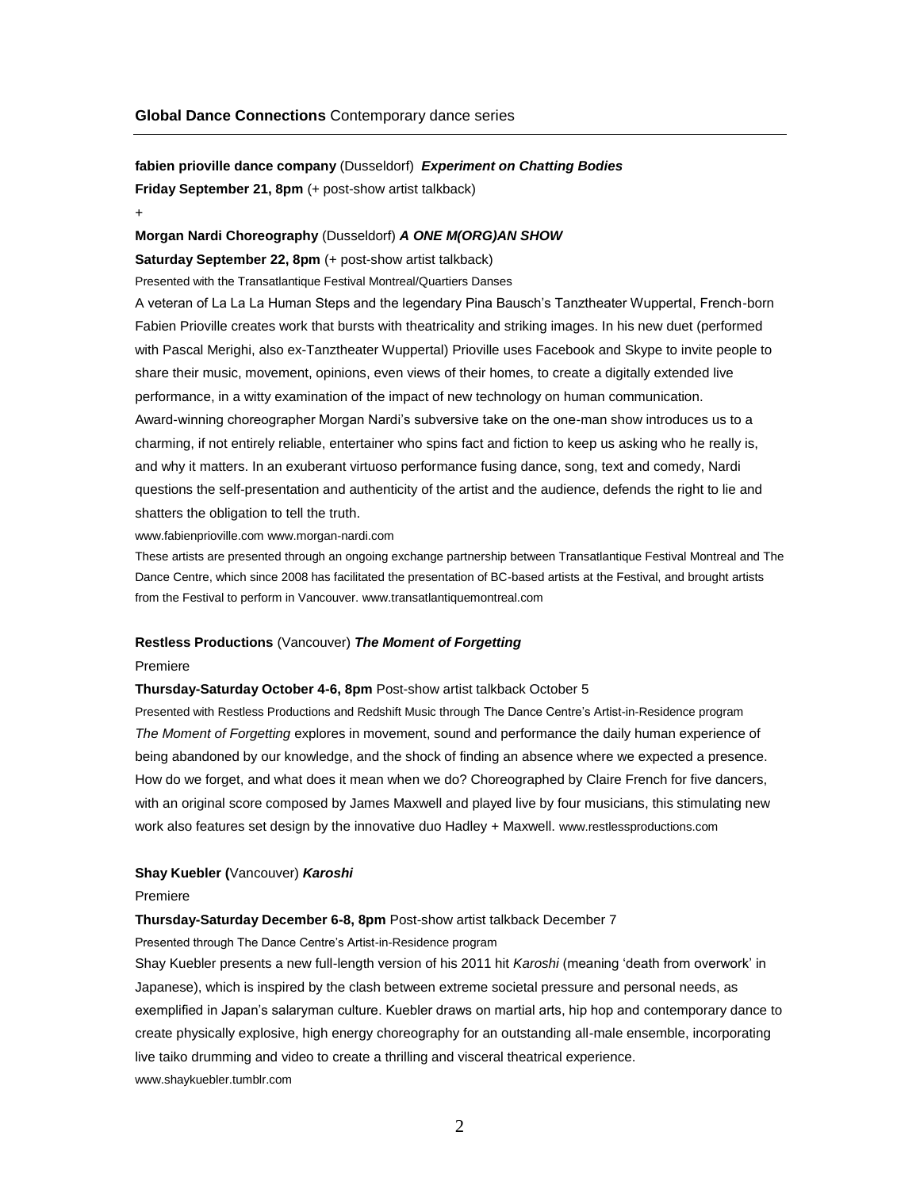**Global Dance Connections** Contemporary dance series

---

**fabien prioville dance company** (Dusseldorf) ***Experiment on Chatting Bodies***

**Friday September 21, 8pm** (+ post-show artist talkback)

+

**Morgan Nardi Choreography** (Dusseldorf) ***A ONE M(ORG)AN SHOW***

**Saturday September 22, 8pm** (+ post-show artist talkback)

Presented with the Transatlantique Festival Montreal/Quartiers Danses

A veteran of La La La Human Steps and the legendary Pina Bausch's Tanztheater Wuppertal, French-born Fabien Prioville creates work that bursts with theatricality and striking images. In his new duet (performed with Pascal Merighi, also ex-Tanztheater Wuppertal) Prioville uses Facebook and Skype to invite people to share their music, movement, opinions, even views of their homes, to create a digitally extended live performance, in a witty examination of the impact of new technology on human communication.

Award-winning choreographer Morgan Nardi's subversive take on the one-man show introduces us to a charming, if not entirely reliable, entertainer who spins fact and fiction to keep us asking who he really is, and why it matters. In an exuberant virtuoso performance fusing dance, song, text and comedy, Nardi questions the self-presentation and authenticity of the artist and the audience, defends the right to lie and shatters the obligation to tell the truth.

www.fabienprioville.com www.morgan-nardi.com

These artists are presented through an ongoing exchange partnership between Transatlantique Festival Montreal and The Dance Centre, which since 2008 has facilitated the presentation of BC-based artists at the Festival, and brought artists from the Festival to perform in Vancouver. www.transatlantiquemontreal.com

**Restless Productions** (Vancouver) ***The Moment of Forgetting***

Premiere

**Thursday-Saturday October 4-6, 8pm** Post-show artist talkback October 5

Presented with Restless Productions and Redshift Music through The Dance Centre's Artist-in-Residence program

*The Moment of Forgetting* explores in movement, sound and performance the daily human experience of being abandoned by our knowledge, and the shock of finding an absence where we expected a presence. How do we forget, and what does it mean when we do? Choreographed by Claire French for five dancers, with an original score composed by James Maxwell and played live by four musicians, this stimulating new work also features set design by the innovative duo Hadley + Maxwell. www.restlessproductions.com

**Shay Kuebler (**Vancouver) ***Karoshi***

Premiere

**Thursday-Saturday December 6-8, 8pm** Post-show artist talkback December 7

Presented through The Dance Centre's Artist-in-Residence program

Shay Kuebler presents a new full-length version of his 2011 hit *Karoshi* (meaning 'death from overwork' in Japanese), which is inspired by the clash between extreme societal pressure and personal needs, as exemplified in Japan's salaryman culture. Kuebler draws on martial arts, hip hop and contemporary dance to create physically explosive, high energy choreography for an outstanding all-male ensemble, incorporating live taiko drumming and video to create a thrilling and visceral theatrical experience.

www.shaykuebler.tumblr.com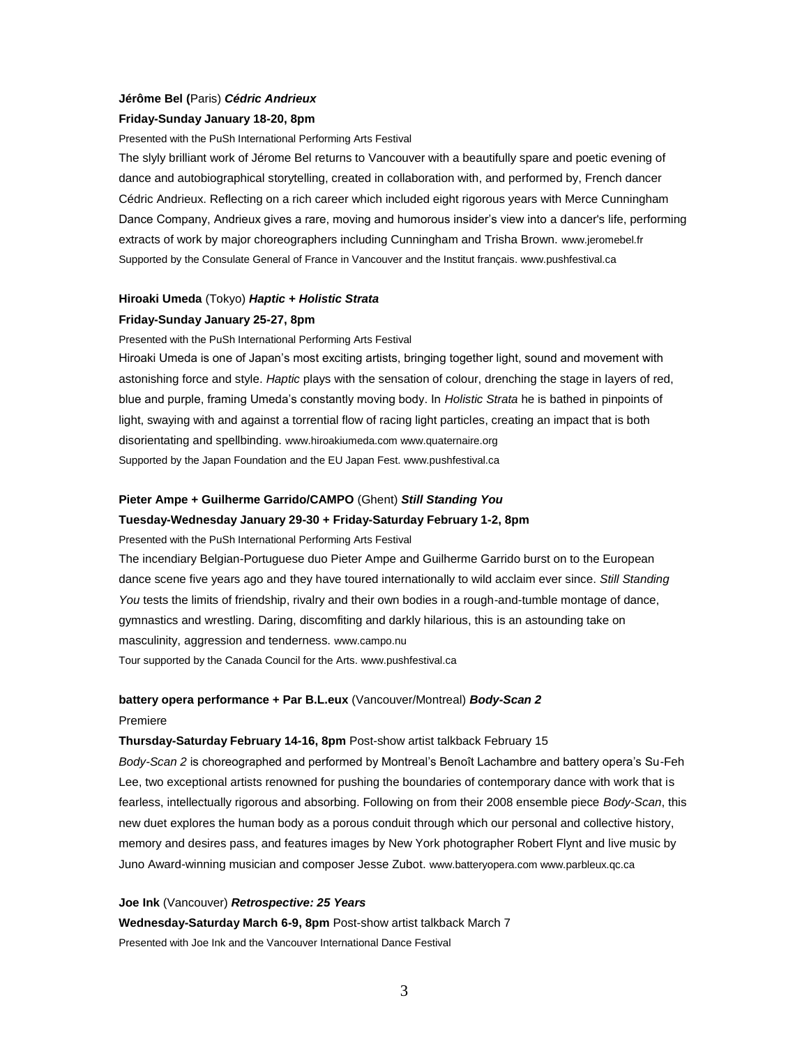**Jérôme Bel (**Paris) ***Cédric Andrieux***

**Friday-Sunday January 18-20, 8pm**

Presented with the PuSh International Performing Arts Festival

The slyly brilliant work of Jérome Bel returns to Vancouver with a beautifully spare and poetic evening of dance and autobiographical storytelling, created in collaboration with, and performed by, French dancer Cédric Andrieux. Reflecting on a rich career which included eight rigorous years with Merce Cunningham Dance Company, Andrieux gives a rare, moving and humorous insider's view into a dancer's life, performing extracts of work by major choreographers including Cunningham and Trisha Brown. www.jeromebel.fr

Supported by the Consulate General of France in Vancouver and the Institut français. www.pushfestival.ca

**Hiroaki Umeda** (Tokyo) ***Haptic + Holistic Strata***

**Friday-Sunday January 25-27, 8pm**

Presented with the PuSh International Performing Arts Festival

Hiroaki Umeda is one of Japan's most exciting artists, bringing together light, sound and movement with astonishing force and style. *Haptic* plays with the sensation of colour, drenching the stage in layers of red, blue and purple, framing Umeda's constantly moving body. In *Holistic Strata* he is bathed in pinpoints of light, swaying with and against a torrential flow of racing light particles, creating an impact that is both disorientating and spellbinding. www.hiroakiumeda.com www.quaternaire.org

Supported by the Japan Foundation and the EU Japan Fest. www.pushfestival.ca

**Pieter Ampe + Guilherme Garrido/CAMPO** (Ghent) ***Still Standing You***

**Tuesday-Wednesday January 29-30 + Friday-Saturday February 1-2, 8pm**

Presented with the PuSh International Performing Arts Festival

The incendiary Belgian-Portuguese duo Pieter Ampe and Guilherme Garrido burst on to the European dance scene five years ago and they have toured internationally to wild acclaim ever since. *Still Standing You* tests the limits of friendship, rivalry and their own bodies in a rough-and-tumble montage of dance, gymnastics and wrestling. Daring, discomfiting and darkly hilarious, this is an astounding take on masculinity, aggression and tenderness. www.campo.nu

Tour supported by the Canada Council for the Arts. www.pushfestival.ca

**battery opera performance + Par B.L.eux** (Vancouver/Montreal) ***Body-Scan 2***

Premiere

**Thursday-Saturday February 14-16, 8pm** Post-show artist talkback February 15

*Body-Scan 2* is choreographed and performed by Montreal's Benoît Lachambre and battery opera's Su-Feh Lee, two exceptional artists renowned for pushing the boundaries of contemporary dance with work that is fearless, intellectually rigorous and absorbing. Following on from their 2008 ensemble piece *Body-Scan*, this new duet explores the human body as a porous conduit through which our personal and collective history, memory and desires pass, and features images by New York photographer Robert Flynt and live music by Juno Award-winning musician and composer Jesse Zubot. www.batteryopera.com www.parbleux.qc.ca

**Joe Ink** (Vancouver) ***Retrospective: 25 Years***

**Wednesday-Saturday March 6-9, 8pm** Post-show artist talkback March 7

Presented with Joe Ink and the Vancouver International Dance Festival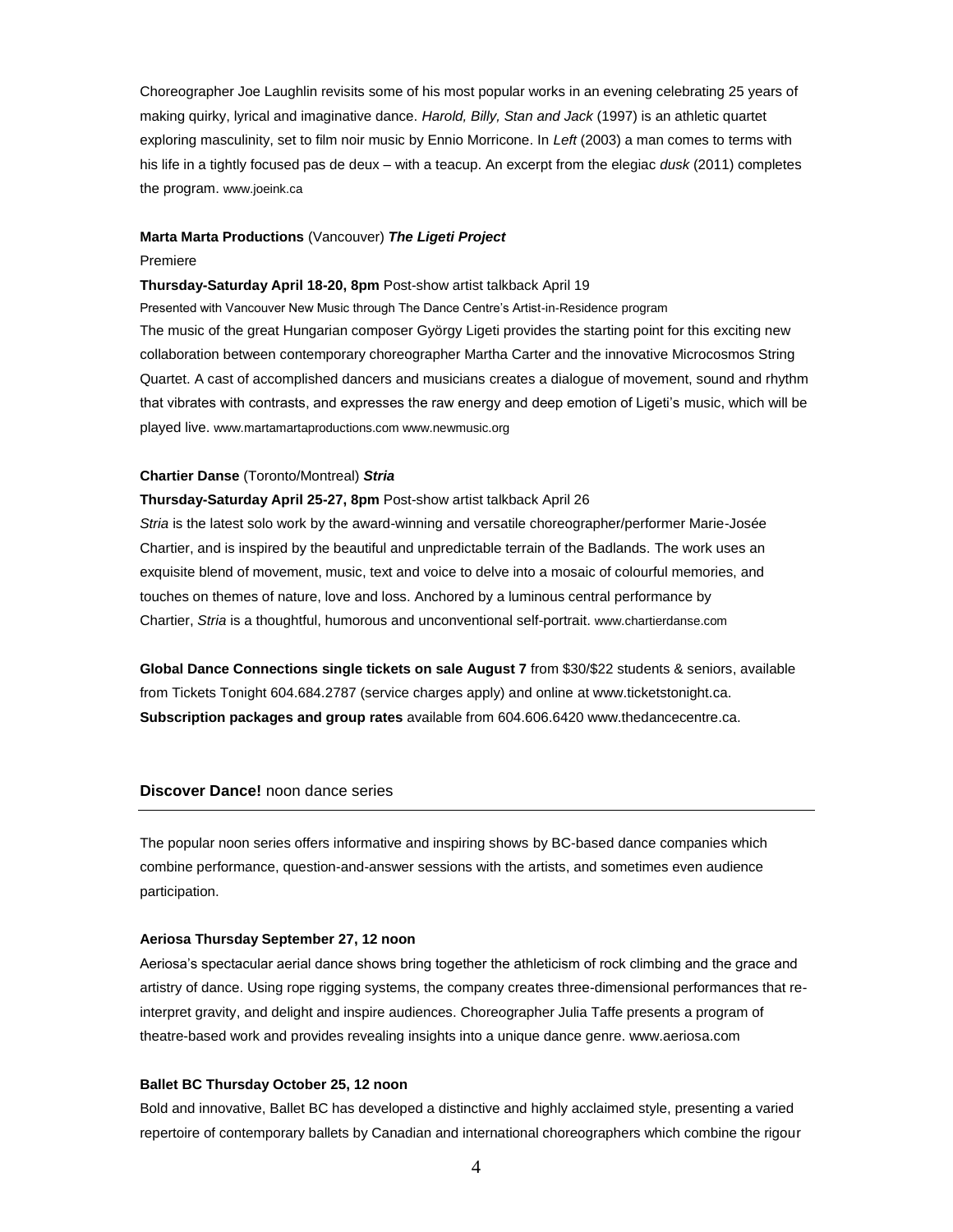Choreographer Joe Laughlin revisits some of his most popular works in an evening celebrating 25 years of making quirky, lyrical and imaginative dance. *Harold, Billy, Stan and Jack* (1997) is an athletic quartet exploring masculinity, set to film noir music by Ennio Morricone. In *Left* (2003) a man comes to terms with his life in a tightly focused pas de deux – with a teacup. An excerpt from the elegiac *dusk* (2011) completes the program. www.joeink.ca

**Marta Marta Productions** (Vancouver) ***The Ligeti Project***

Premiere

**Thursday-Saturday April 18-20, 8pm** Post-show artist talkback April 19

Presented with Vancouver New Music through The Dance Centre's Artist-in-Residence program

The music of the great Hungarian composer György Ligeti provides the starting point for this exciting new collaboration between contemporary choreographer Martha Carter and the innovative Microcosmos String Quartet. A cast of accomplished dancers and musicians creates a dialogue of movement, sound and rhythm that vibrates with contrasts, and expresses the raw energy and deep emotion of Ligeti's music, which will be played live. www.martamartaproductions.com www.newmusic.org

**Chartier Danse** (Toronto/Montreal) ***Stria***

**Thursday-Saturday April 25-27, 8pm** Post-show artist talkback April 26

*Stria* is the latest solo work by the award-winning and versatile choreographer/performer Marie-Josée Chartier, and is inspired by the beautiful and unpredictable terrain of the Badlands. The work uses an exquisite blend of movement, music, text and voice to delve into a mosaic of colourful memories, and touches on themes of nature, love and loss. Anchored by a luminous central performance by Chartier, *Stria* is a thoughtful, humorous and unconventional self-portrait. www.chartierdanse.com

**Global Dance Connections single tickets on sale August 7** from $30/$22 students & seniors, available from Tickets Tonight 604.684.2787 (service charges apply) and online at www.ticketstonight.ca.
**Subscription packages and group rates** available from 604.606.6420 www.thedancecentre.ca.

## **Discover Dance!** noon dance series

The popular noon series offers informative and inspiring shows by BC-based dance companies which combine performance, question-and-answer sessions with the artists, and sometimes even audience participation.

**Aeriosa Thursday September 27, 12 noon**

Aeriosa's spectacular aerial dance shows bring together the athleticism of rock climbing and the grace and artistry of dance. Using rope rigging systems, the company creates three-dimensional performances that re-interpret gravity, and delight and inspire audiences. Choreographer Julia Taffe presents a program of theatre-based work and provides revealing insights into a unique dance genre. www.aeriosa.com

**Ballet BC Thursday October 25, 12 noon**

Bold and innovative, Ballet BC has developed a distinctive and highly acclaimed style, presenting a varied repertoire of contemporary ballets by Canadian and international choreographers which combine the rigour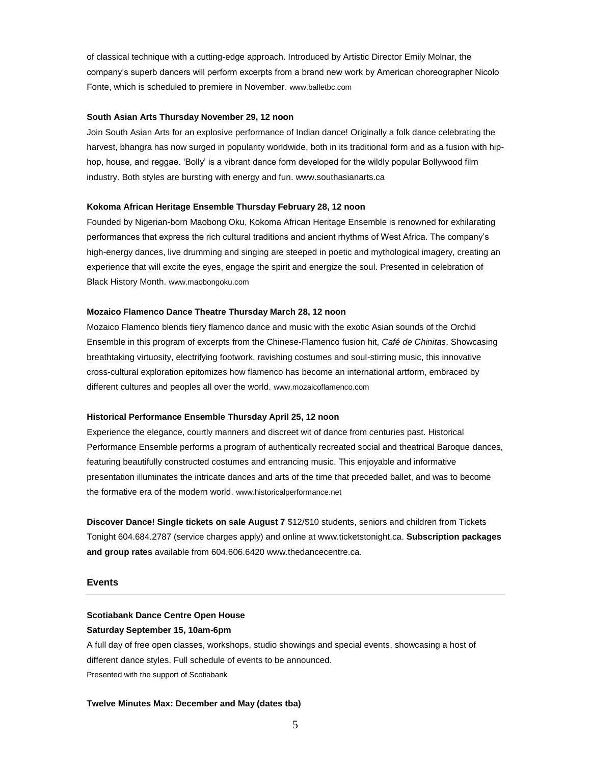of classical technique with a cutting-edge approach. Introduced by Artistic Director Emily Molnar, the company's superb dancers will perform excerpts from a brand new work by American choreographer Nicolo Fonte, which is scheduled to premiere in November. www.balletbc.com

**South Asian Arts Thursday November 29, 12 noon**

Join South Asian Arts for an explosive performance of Indian dance! Originally a folk dance celebrating the harvest, bhangra has now surged in popularity worldwide, both in its traditional form and as a fusion with hip-hop, house, and reggae. 'Bolly' is a vibrant dance form developed for the wildly popular Bollywood film industry. Both styles are bursting with energy and fun. www.southasianarts.ca

**Kokoma African Heritage Ensemble Thursday February 28, 12 noon**

Founded by Nigerian-born Maobong Oku, Kokoma African Heritage Ensemble is renowned for exhilarating performances that express the rich cultural traditions and ancient rhythms of West Africa. The company's high-energy dances, live drumming and singing are steeped in poetic and mythological imagery, creating an experience that will excite the eyes, engage the spirit and energize the soul. Presented in celebration of Black History Month. www.maobongoku.com

**Mozaico Flamenco Dance Theatre Thursday March 28, 12 noon**

Mozaico Flamenco blends fiery flamenco dance and music with the exotic Asian sounds of the Orchid Ensemble in this program of excerpts from the Chinese-Flamenco fusion hit, *Café de Chinitas*. Showcasing breathtaking virtuosity, electrifying footwork, ravishing costumes and soul-stirring music, this innovative cross-cultural exploration epitomizes how flamenco has become an international artform, embraced by different cultures and peoples all over the world. www.mozaicoflamenco.com

**Historical Performance Ensemble Thursday April 25, 12 noon**

Experience the elegance, courtly manners and discreet wit of dance from centuries past. Historical Performance Ensemble performs a program of authentically recreated social and theatrical Baroque dances, featuring beautifully constructed costumes and entrancing music. This enjoyable and informative presentation illuminates the intricate dances and arts of the time that preceded ballet, and was to become the formative era of the modern world. www.historicalperformance.net

**Discover Dance! Single tickets on sale August 7** $12/$10 students, seniors and children from Tickets Tonight 604.684.2787 (service charges apply) and online at www.ticketstonight.ca. **Subscription packages and group rates** available from 604.606.6420 www.thedancecentre.ca.

## Events

**Scotiabank Dance Centre Open House**
**Saturday September 15, 10am-6pm**

A full day of free open classes, workshops, studio showings and special events, showcasing a host of different dance styles. Full schedule of events to be announced.
Presented with the support of Scotiabank

**Twelve Minutes Max: December and May (dates tba)**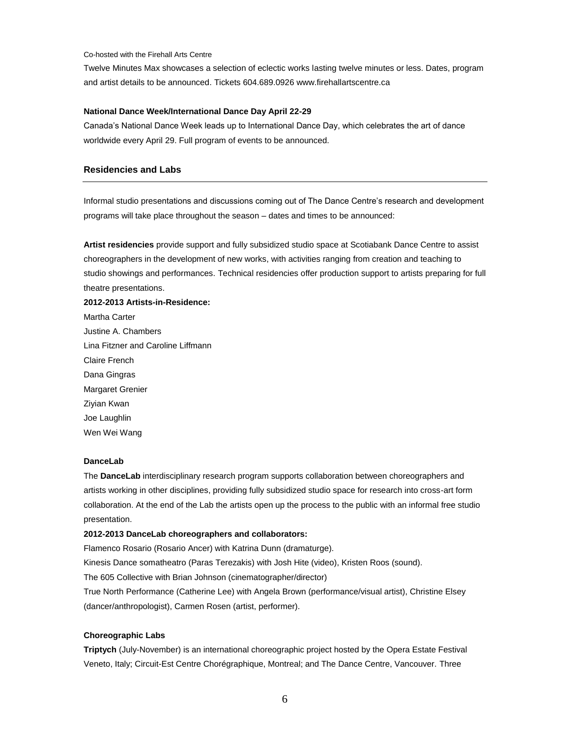Co-hosted with the Firehall Arts Centre

Twelve Minutes Max showcases a selection of eclectic works lasting twelve minutes or less. Dates, program and artist details to be announced. Tickets 604.689.0926 www.firehallartscentre.ca

**National Dance Week/International Dance Day April 22-29**

Canada's National Dance Week leads up to International Dance Day, which celebrates the art of dance worldwide every April 29. Full program of events to be announced.

## Residencies and Labs

Informal studio presentations and discussions coming out of The Dance Centre's research and development programs will take place throughout the season – dates and times to be announced:

**Artist residencies** provide support and fully subsidized studio space at Scotiabank Dance Centre to assist choreographers in the development of new works, with activities ranging from creation and teaching to studio showings and performances. Technical residencies offer production support to artists preparing for full theatre presentations.

**2012-2013 Artists-in-Residence:**

Martha Carter
Justine A. Chambers
Lina Fitzner and Caroline Liffmann
Claire French
Dana Gingras
Margaret Grenier
Ziyian Kwan
Joe Laughlin
Wen Wei Wang

**DanceLab**

The **DanceLab** interdisciplinary research program supports collaboration between choreographers and artists working in other disciplines, providing fully subsidized studio space for research into cross-art form collaboration. At the end of the Lab the artists open up the process to the public with an informal free studio presentation.

**2012-2013 DanceLab choreographers and collaborators:**

Flamenco Rosario (Rosario Ancer) with Katrina Dunn (dramaturge).
Kinesis Dance somatheatro (Paras Terezakis) with Josh Hite (video), Kristen Roos (sound).
The 605 Collective with Brian Johnson (cinematographer/director)
True North Performance (Catherine Lee) with Angela Brown (performance/visual artist), Christine Elsey (dancer/anthropologist), Carmen Rosen (artist, performer).

**Choreographic Labs**

**Triptych** (July-November) is an international choreographic project hosted by the Opera Estate Festival Veneto, Italy; Circuit-Est Centre Chorégraphique, Montreal; and The Dance Centre, Vancouver. Three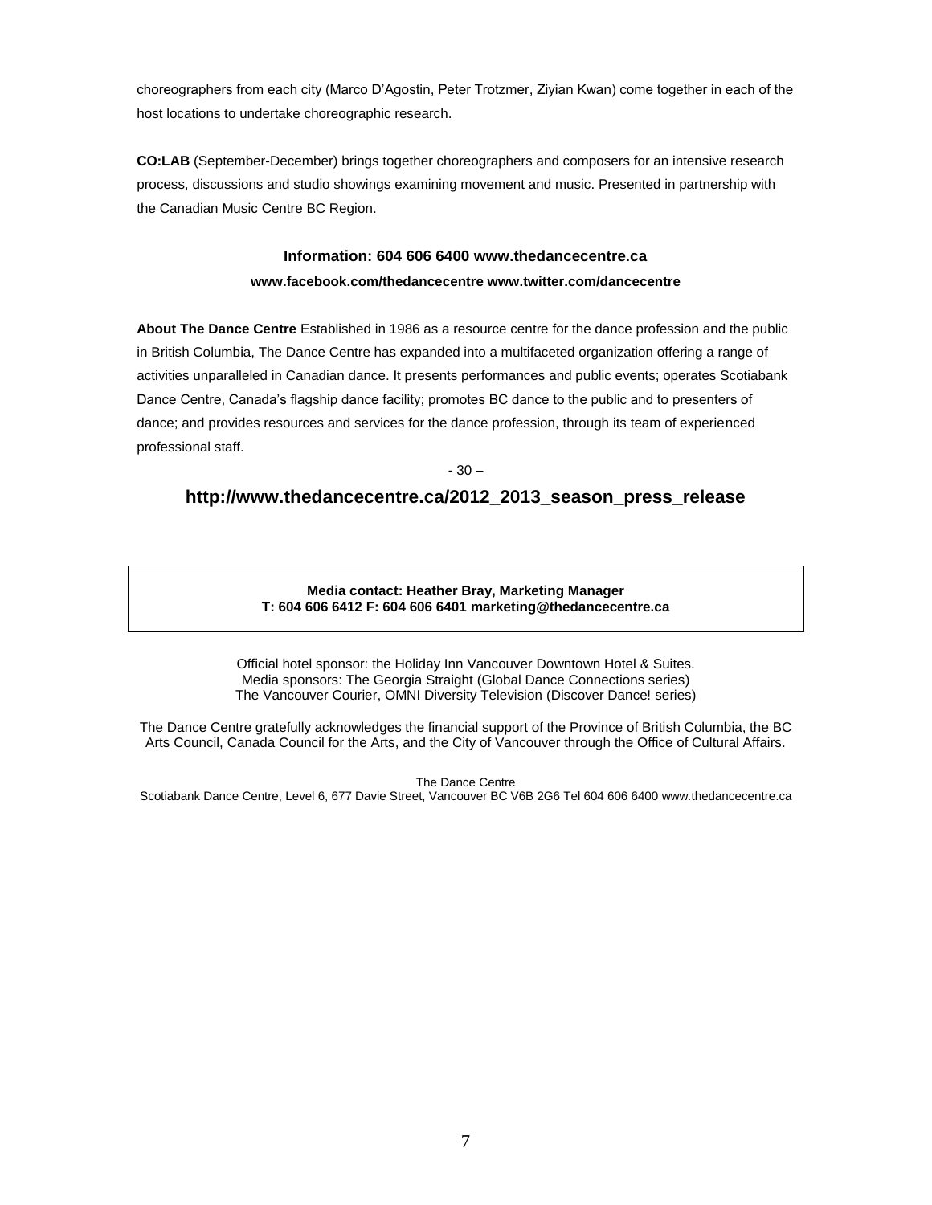choreographers from each city (Marco D'Agostin, Peter Trotzmer, Ziyian Kwan) come together in each of the host locations to undertake choreographic research.

**CO:LAB** (September-December) brings together choreographers and composers for an intensive research process, discussions and studio showings examining movement and music. Presented in partnership with the Canadian Music Centre BC Region.

**Information: 604 606 6400 www.thedancecentre.ca**

**www.facebook.com/thedancecentre www.twitter.com/dancecentre**

**About The Dance Centre** Established in 1986 as a resource centre for the dance profession and the public in British Columbia, The Dance Centre has expanded into a multifaceted organization offering a range of activities unparalleled in Canadian dance. It presents performances and public events; operates Scotiabank Dance Centre, Canada's flagship dance facility; promotes BC dance to the public and to presenters of dance; and provides resources and services for the dance profession, through its team of experienced professional staff.

- 30 –

## http://www.thedancecentre.ca/2012_2013_season_press_release

**Media contact: Heather Bray, Marketing Manager**
**T: 604 606 6412 F: 604 606 6401 marketing@thedancecentre.ca**

Official hotel sponsor: the Holiday Inn Vancouver Downtown Hotel & Suites.
Media sponsors: The Georgia Straight (Global Dance Connections series)
The Vancouver Courier, OMNI Diversity Television (Discover Dance! series)

The Dance Centre gratefully acknowledges the financial support of the Province of British Columbia, the BC Arts Council, Canada Council for the Arts, and the City of Vancouver through the Office of Cultural Affairs.

The Dance Centre
Scotiabank Dance Centre, Level 6, 677 Davie Street, Vancouver BC V6B 2G6 Tel 604 606 6400 www.thedancecentre.ca